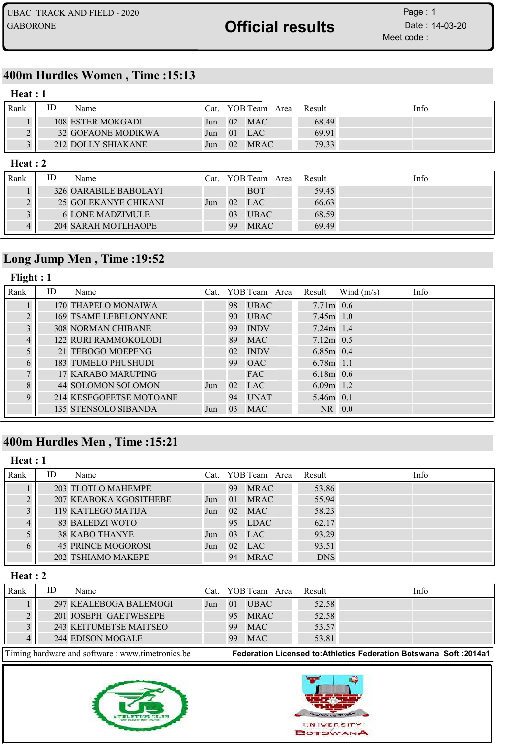UBAC TRACK AND FIELD - 2020
GABORONE

# Official results

Page : 1
Date : 14-03-20
Meet code :

## 400m Hurdles Women , Time :15:13

### Heat : 1

| Rank | ID | Name | Cat. | YOB | Team | Area | Result | Info |
|---|---|---|---|---|---|---|---|---|
| 1 | 108 | ESTER MOKGADI | Jun | 02 | MAC | | 68.49 | |
| 2 | 32 | GOFAONE MODIKWA | Jun | 01 | LAC | | 69.91 | |
| 3 | 212 | DOLLY SHIAKANE | Jun | 02 | MRAC | | 79.33 | |

### Heat : 2

| Rank | ID | Name | Cat. | YOB | Team | Area | Result | Info |
|---|---|---|---|---|---|---|---|---|
| 1 | 326 | OARABILE BABOLAYI | | | BOT | | 59.45 | |
| 2 | 25 | GOLEKANYE CHIKANI | Jun | 02 | LAC | | 66.63 | |
| 3 | 6 | LONE MADZIMULE | | 03 | UBAC | | 68.59 | |
| 4 | 204 | SARAH MOTLHAOPE | | 99 | MRAC | | 69.49 | |

## Long Jump Men , Time :19:52

### Flight : 1

| Rank | ID | Name | Cat. | YOB | Team | Area | Result | Wind (m/s) | Info |
|---|---|---|---|---|---|---|---|---|---|
| 1 | 170 | THAPELO MONAIWA | | 98 | UBAC | | 7.71m | 0.6 | |
| 2 | 169 | TSAME LEBELONYANE | | 90 | UBAC | | 7.45m | 1.0 | |
| 3 | 308 | NORMAN CHIBANE | | 99 | INDV | | 7.24m | 1.4 | |
| 4 | 122 | RURI RAMMOKOLODI | | 89 | MAC | | 7.12m | 0.5 | |
| 5 | 21 | TEBOGO MOEPENG | | 02 | INDV | | 6.85m | 0.4 | |
| 6 | 183 | TUMELO PHUSHUDI | | 99 | OAC | | 6.78m | 1.1 | |
| 7 | 17 | KARABO MARUPING | | | FAC | | 6.18m | 0.6 | |
| 8 | 44 | SOLOMON SOLOMON | Jun | 02 | LAC | | 6.09m | 1.2 | |
| 9 | 214 | KESEGOFETSE MOTOANE | | 94 | UNAT | | 5.46m | 0.1 | |
| | 135 | STENSOLO SIBANDA | Jun | 03 | MAC | | NR | 0.0 | |

## 400m Hurdles Men , Time :15:21

### Heat : 1

| Rank | ID | Name | Cat. | YOB | Team | Area | Result | Info |
|---|---|---|---|---|---|---|---|---|
| 1 | 203 | TLOTLO MAHEMPE | | 99 | MRAC | | 53.86 | |
| 2 | 207 | KEABOKA KGOSITHEBE | Jun | 01 | MRAC | | 55.94 | |
| 3 | 119 | KATLEGO MATIJA | Jun | 02 | MAC | | 58.23 | |
| 4 | 83 | BALEDZI WOTO | | 95 | LDAC | | 62.17 | |
| 5 | 38 | KABO THANYE | Jun | 03 | LAC | | 93.29 | |
| 6 | 45 | PRINCE MOGOROSI | Jun | 02 | LAC | | 93.51 | |
| | 202 | TSHIAMO MAKEPE | | 94 | MRAC | | DNS | |

### Heat : 2

| Rank | ID | Name | Cat. | YOB | Team | Area | Result | Info |
|---|---|---|---|---|---|---|---|---|
| 1 | 297 | KEALEBOGA BALEMOGI | Jun | 01 | UBAC | | 52.58 | |
| 2 | 201 | JOSEPH GAETWESEPE | | 95 | MRAC | | 52.58 | |
| 3 | 243 | KEITUMETSE MAITSEO | | 99 | MAC | | 53.57 | |
| 4 | 244 | EDISON MOGALE | | 99 | MAC | | 53.81 | |

Timing hardware and software : www.timetronics.be　　Federation Licensed to:Athletics Federation Botswana Soft :2014a1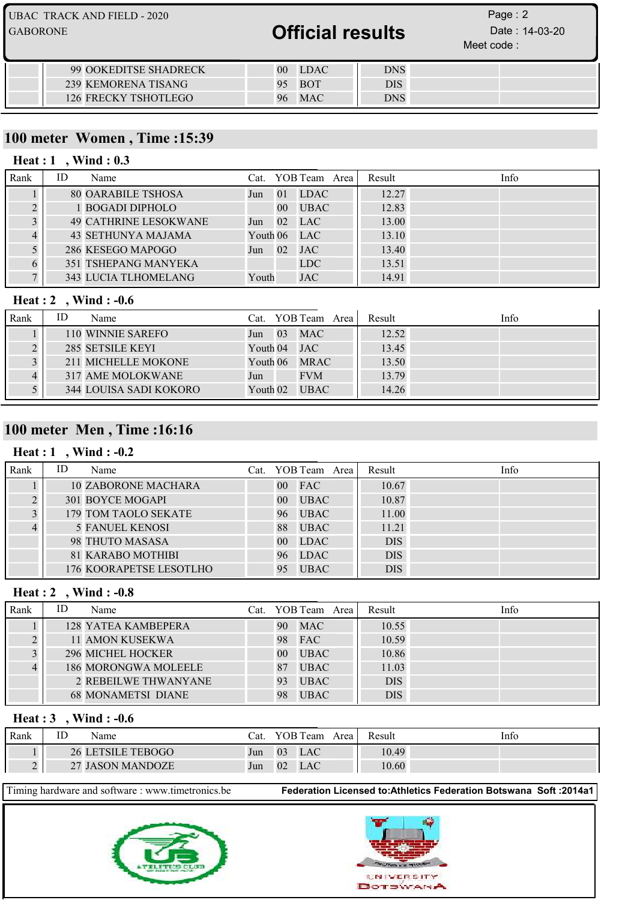| Rank | ID | Name | Cat. | YOB | Team | Area | Result | Info |
|---|---|---|---|---|---|---|---|---|
| | 99 | OOKEDITSE SHADRECK | | 00 | LDAC | | DNS | |
| | 239 | KEMORENA TISANG | | 95 | BOT | | DIS | |
| | 126 | FRECKY TSHOTLEGO | | 96 | MAC | | DNS | |

## 100 meter Women , Time :15:39

### Heat : 1 , Wind : 0.3

| Rank | ID | Name | Cat. | YOB | Team | Area | Result | Info |
|---|---|---|---|---|---|---|---|---|
| 1 | 80 | OARABILE TSHOSA | Jun | 01 | LDAC | | 12.27 | |
| 2 | 1 | BOGADI DIPHOLO | | 00 | UBAC | | 12.83 | |
| 3 | 49 | CATHRINE LESOKWANE | Jun | 02 | LAC | | 13.00 | |
| 4 | 43 | SETHUNYA MAJAMA | Youth | 06 | LAC | | 13.10 | |
| 5 | 286 | KESEGO MAPOGO | Jun | 02 | JAC | | 13.40 | |
| 6 | 351 | TSHEPANG MANYEKA | | | LDC | | 13.51 | |
| 7 | 343 | LUCIA TLHOMELANG | Youth | | JAC | | 14.91 | |

### Heat : 2 , Wind : -0.6

| Rank | ID | Name | Cat. | YOB | Team | Area | Result | Info |
|---|---|---|---|---|---|---|---|---|
| 1 | 110 | WINNIE SAREFO | Jun | 03 | MAC | | 12.52 | |
| 2 | 285 | SETSILE KEYI | Youth | 04 | JAC | | 13.45 | |
| 3 | 211 | MICHELLE MOKONE | Youth | 06 | MRAC | | 13.50 | |
| 4 | 317 | AME MOLOKWANE | Jun | | FVM | | 13.79 | |
| 5 | 344 | LOUISA SADI KOKORO | Youth | 02 | UBAC | | 14.26 | |

## 100 meter Men , Time :16:16

### Heat : 1 , Wind : -0.2

| Rank | ID | Name | Cat. | YOB | Team | Area | Result | Info |
|---|---|---|---|---|---|---|---|---|
| 1 | 10 | ZABORONE MACHARA | | 00 | FAC | | 10.67 | |
| 2 | 301 | BOYCE MOGAPI | | 00 | UBAC | | 10.87 | |
| 3 | 179 | TOM TAOLO SEKATE | | 96 | UBAC | | 11.00 | |
| 4 | 5 | FANUEL KENOSI | | 88 | UBAC | | 11.21 | |
| | 98 | THUTO MASASA | | 00 | LDAC | | DIS | |
| | 81 | KARABO MOTHIBI | | 96 | LDAC | | DIS | |
| | 176 | KOORAPETSE LESOTLHO | | 95 | UBAC | | DIS | |

### Heat : 2 , Wind : -0.8

| Rank | ID | Name | Cat. | YOB | Team | Area | Result | Info |
|---|---|---|---|---|---|---|---|---|
| 1 | 128 | YATEA KAMBEPERA | | 90 | MAC | | 10.55 | |
| 2 | 11 | AMON KUSEKWA | | 98 | FAC | | 10.59 | |
| 3 | 296 | MICHEL HOCKER | | 00 | UBAC | | 10.86 | |
| 4 | 186 | MORONGWA MOLEELE | | 87 | UBAC | | 11.03 | |
| | 2 | REBEILWE THWANYANE | | 93 | UBAC | | DIS | |
| | 68 | MONAMETSI DIANE | | 98 | UBAC | | DIS | |

### Heat : 3 , Wind : -0.6

| Rank | ID | Name | Cat. | YOB | Team | Area | Result | Info |
|---|---|---|---|---|---|---|---|---|
| 1 | 26 | LETSILE TEBOGO | Jun | 03 | LAC | | 10.49 | |
| 2 | 27 | JASON MANDOZE | Jun | 02 | LAC | | 10.60 | |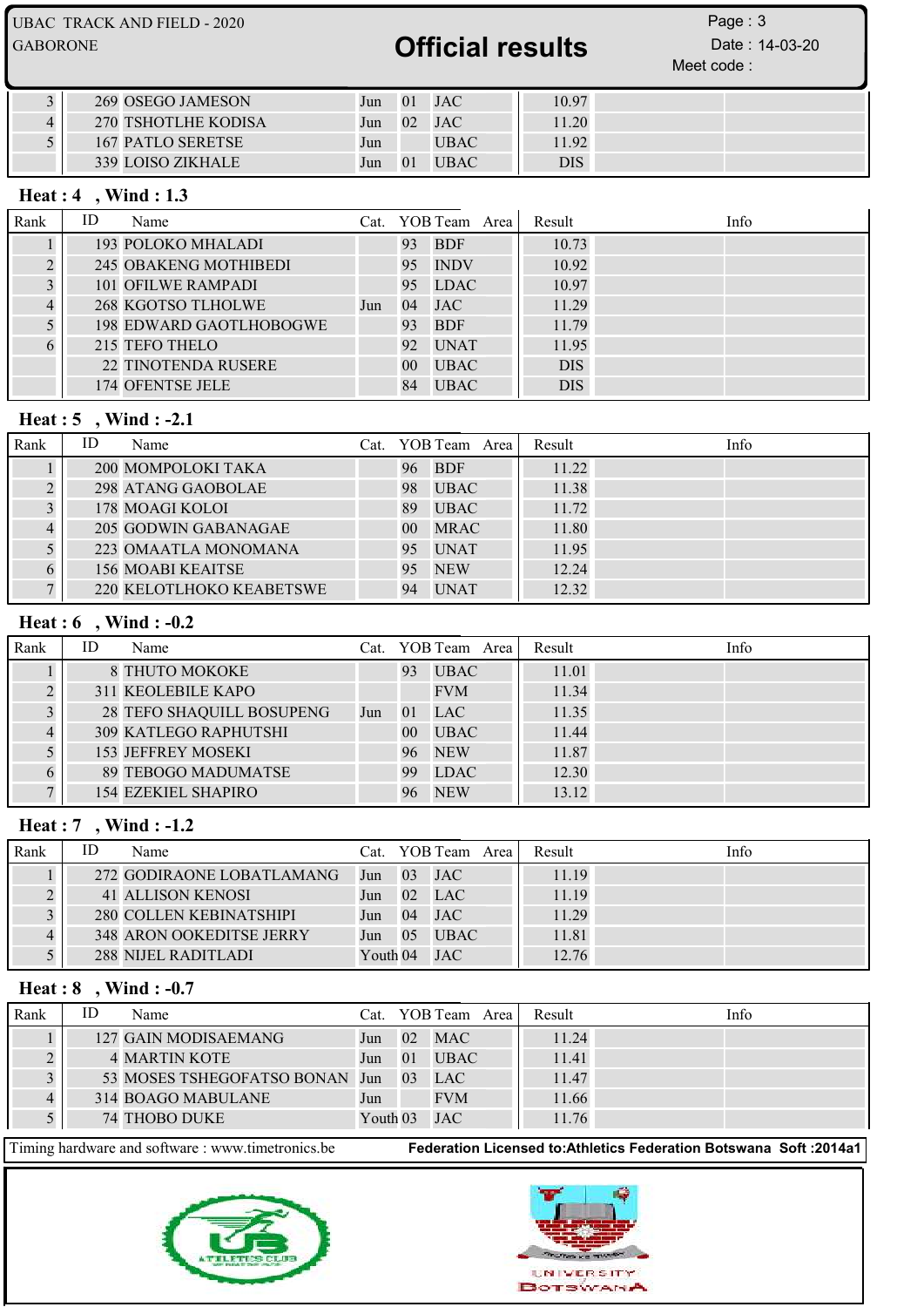| Rank | ID | Name | Cat. | YOB | Team | Area | Result | Info |
|---|---|---|---|---|---|---|---|---|
| 3 | 269 | OSEGO JAMESON | Jun | 01 | JAC | | 10.97 | |
| 4 | 270 | TSHOTLHE KODISA | Jun | 02 | JAC | | 11.20 | |
| 5 | 167 | PATLO SERETSE | Jun | | UBAC | | 11.92 | |
| | 339 | LOISO ZIKHALE | Jun | 01 | UBAC | | DIS | |

### Heat : 4 , Wind : 1.3

| Rank | ID | Name | Cat. | YOB | Team | Area | Result | Info |
|---|---|---|---|---|---|---|---|---|
| 1 | 193 | POLOKO MHALADI | | 93 | BDF | | 10.73 | |
| 2 | 245 | OBAKENG MOTHIBEDI | | 95 | INDV | | 10.92 | |
| 3 | 101 | OFILWE RAMPADI | | 95 | LDAC | | 10.97 | |
| 4 | 268 | KGOTSO TLHOLWE | Jun | 04 | JAC | | 11.29 | |
| 5 | 198 | EDWARD GAOTLHOBOGWE | | 93 | BDF | | 11.79 | |
| 6 | 215 | TEFO THELO | | 92 | UNAT | | 11.95 | |
| | 22 | TINOTENDA RUSERE | | 00 | UBAC | | DIS | |
| | 174 | OFENTSE JELE | | 84 | UBAC | | DIS | |

### Heat : 5 , Wind : -2.1

| Rank | ID | Name | Cat. | YOB | Team | Area | Result | Info |
|---|---|---|---|---|---|---|---|---|
| 1 | 200 | MOMPOLOKI TAKA | | 96 | BDF | | 11.22 | |
| 2 | 298 | ATANG GAOBOLAE | | 98 | UBAC | | 11.38 | |
| 3 | 178 | MOAGI KOLOI | | 89 | UBAC | | 11.72 | |
| 4 | 205 | GODWIN GABANAGAE | | 00 | MRAC | | 11.80 | |
| 5 | 223 | OMAATLA MONOMANA | | 95 | UNAT | | 11.95 | |
| 6 | 156 | MOABI KEAITSE | | 95 | NEW | | 12.24 | |
| 7 | 220 | KELOTLHOKO KEABETSWE | | 94 | UNAT | | 12.32 | |

### Heat : 6 , Wind : -0.2

| Rank | ID | Name | Cat. | YOB | Team | Area | Result | Info |
|---|---|---|---|---|---|---|---|---|
| 1 | 8 | THUTO MOKOKE | | 93 | UBAC | | 11.01 | |
| 2 | 311 | KEOLEBILE KAPO | | | FVM | | 11.34 | |
| 3 | 28 | TEFO SHAQUILL BOSUPENG | Jun | 01 | LAC | | 11.35 | |
| 4 | 309 | KATLEGO RAPHUTSHI | | 00 | UBAC | | 11.44 | |
| 5 | 153 | JEFFREY MOSEKI | | 96 | NEW | | 11.87 | |
| 6 | 89 | TEBOGO MADUMATSE | | 99 | LDAC | | 12.30 | |
| 7 | 154 | EZEKIEL SHAPIRO | | 96 | NEW | | 13.12 | |

### Heat : 7 , Wind : -1.2

| Rank | ID | Name | Cat. | YOB | Team | Area | Result | Info |
|---|---|---|---|---|---|---|---|---|
| 1 | 272 | GODIRAONE LOBATLAMANG | Jun | 03 | JAC | | 11.19 | |
| 2 | 41 | ALLISON KENOSI | Jun | 02 | LAC | | 11.19 | |
| 3 | 280 | COLLEN KEBINATSHIPI | Jun | 04 | JAC | | 11.29 | |
| 4 | 348 | ARON OOKEDITSE JERRY | Jun | 05 | UBAC | | 11.81 | |
| 5 | 288 | NIJEL RADITLADI | Youth | 04 | JAC | | 12.76 | |

### Heat : 8 , Wind : -0.7

| Rank | ID | Name | Cat. | YOB | Team | Area | Result | Info |
|---|---|---|---|---|---|---|---|---|
| 1 | 127 | GAIN MODISAEMANG | Jun | 02 | MAC | | 11.24 | |
| 2 | 4 | MARTIN KOTE | Jun | 01 | UBAC | | 11.41 | |
| 3 | 53 | MOSES TSHEGOFATSO BONAN | Jun | 03 | LAC | | 11.47 | |
| 4 | 314 | BOAGO MABULANE | Jun | | FVM | | 11.66 | |
| 5 | 74 | THOBO DUKE | Youth | 03 | JAC | | 11.76 | |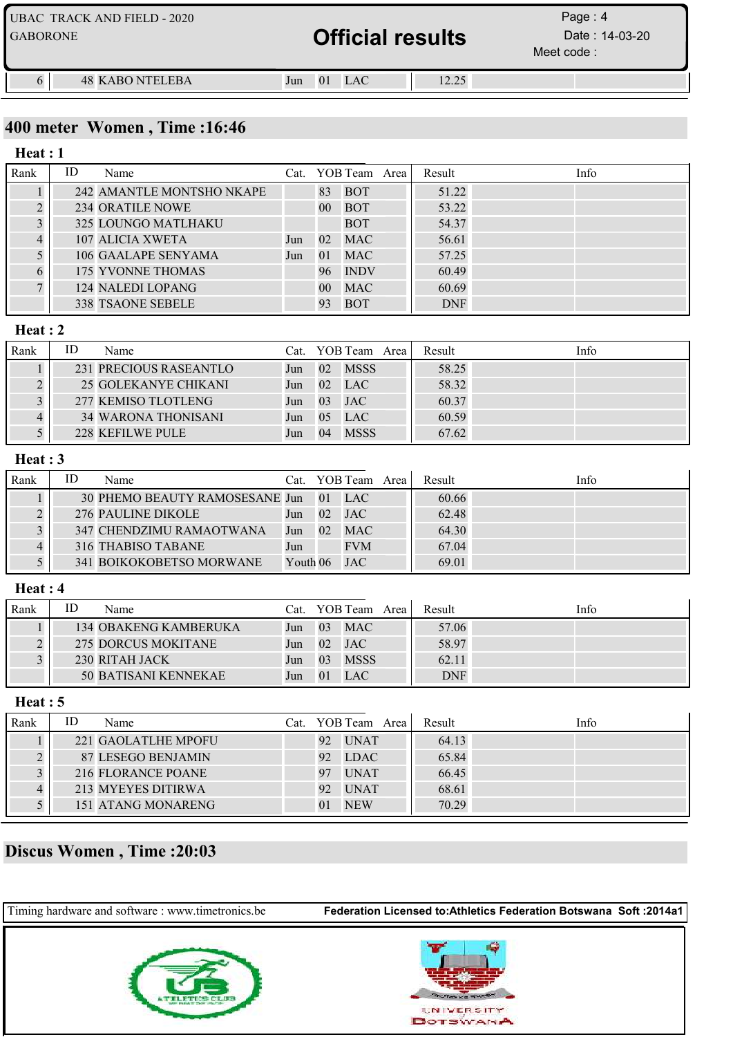| Rank | ID | Name | Cat. | YOB | Team | Area | Result | Info |
|---|---|---|---|---|---|---|---|---|
| 6 | 48 | KABO NTELEBA | Jun | 01 | LAC | | 12.25 | |

## 400 meter Women , Time :16:46

### Heat : 1

| Rank | ID | Name | Cat. | YOB | Team | Area | Result | Info |
|---|---|---|---|---|---|---|---|---|
| 1 | 242 | AMANTLE MONTSHO NKAPE | | 83 | BOT | | 51.22 | |
| 2 | 234 | ORATILE NOWE | | 00 | BOT | | 53.22 | |
| 3 | 325 | LOUNGO MATLHAKU | | | BOT | | 54.37 | |
| 4 | 107 | ALICIA XWETA | Jun | 02 | MAC | | 56.61 | |
| 5 | 106 | GAALAPE SENYAMA | Jun | 01 | MAC | | 57.25 | |
| 6 | 175 | YVONNE THOMAS | | 96 | INDV | | 60.49 | |
| 7 | 124 | NALEDI LOPANG | | 00 | MAC | | 60.69 | |
| | 338 | TSAONE SEBELE | | 93 | BOT | | DNF | |

### Heat : 2

| Rank | ID | Name | Cat. | YOB | Team | Area | Result | Info |
|---|---|---|---|---|---|---|---|---|
| 1 | 231 | PRECIOUS RASEANTLO | Jun | 02 | MSSS | | 58.25 | |
| 2 | 25 | GOLEKANYE CHIKANI | Jun | 02 | LAC | | 58.32 | |
| 3 | 277 | KEMISO TLOTLENG | Jun | 03 | JAC | | 60.37 | |
| 4 | 34 | WARONA THONISANI | Jun | 05 | LAC | | 60.59 | |
| 5 | 228 | KEFILWE PULE | Jun | 04 | MSSS | | 67.62 | |

### Heat : 3

| Rank | ID | Name | Cat. | YOB | Team | Area | Result | Info |
|---|---|---|---|---|---|---|---|---|
| 1 | 30 | PHEMO BEAUTY RAMOSESANE | Jun | 01 | LAC | | 60.66 | |
| 2 | 276 | PAULINE DIKOLE | Jun | 02 | JAC | | 62.48 | |
| 3 | 347 | CHENDZIMU RAMAOTWANA | Jun | 02 | MAC | | 64.30 | |
| 4 | 316 | THABISO TABANE | Jun | | FVM | | 67.04 | |
| 5 | 341 | BOIKOKOBETSO MORWANE | Youth | 06 | JAC | | 69.01 | |

### Heat : 4

| Rank | ID | Name | Cat. | YOB | Team | Area | Result | Info |
|---|---|---|---|---|---|---|---|---|
| 1 | 134 | OBAKENG KAMBERUKA | Jun | 03 | MAC | | 57.06 | |
| 2 | 275 | DORCUS MOKITANE | Jun | 02 | JAC | | 58.97 | |
| 3 | 230 | RITAH JACK | Jun | 03 | MSSS | | 62.11 | |
| | 50 | BATISANI KENNEKAE | Jun | 01 | LAC | | DNF | |

### Heat : 5

| Rank | ID | Name | Cat. | YOB | Team | Area | Result | Info |
|---|---|---|---|---|---|---|---|---|
| 1 | 221 | GAOLATLHE MPOFU | | 92 | UNAT | | 64.13 | |
| 2 | 87 | LESEGO BENJAMIN | | 92 | LDAC | | 65.84 | |
| 3 | 216 | FLORANCE POANE | | 97 | UNAT | | 66.45 | |
| 4 | 213 | MYEYES DITIRWA | | 92 | UNAT | | 68.61 | |
| 5 | 151 | ATANG MONARENG | | 01 | NEW | | 70.29 | |

## Discus Women , Time :20:03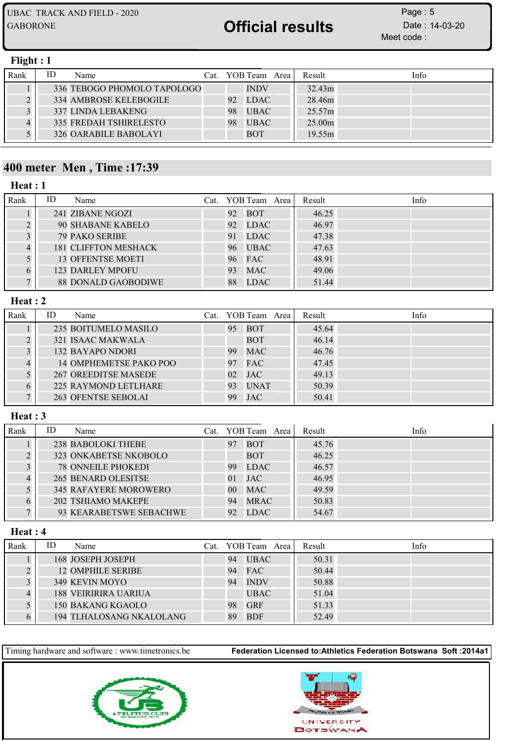## Flight : 1

| Rank | ID | Name | Cat. | YOB | Team | Area | Result | Info |
|---|---|---|---|---|---|---|---|---|
| 1 | 336 | TEBOGO PHOMOLO TAPOLOGO | | | INDV | | 32.43m | |
| 2 | 334 | AMBROSE KELEBOGILE | | 92 | LDAC | | 28.46m | |
| 3 | 337 | LINDA LEBAKENG | | 98 | UBAC | | 25.57m | |
| 4 | 335 | FREDAH TSHIRELESTO | | 98 | UBAC | | 25.00m | |
| 5 | 326 | OARABILE BABOLAYI | | | BOT | | 19.55m | |

# 400 meter Men , Time :17:39

## Heat : 1

| Rank | ID | Name | Cat. | YOB | Team | Area | Result | Info |
|---|---|---|---|---|---|---|---|---|
| 1 | 241 | ZIBANE NGOZI | | 92 | BOT | | 46.25 | |
| 2 | 90 | SHABANE KABELO | | 92 | LDAC | | 46.97 | |
| 3 | 79 | PAKO SERIBE | | 91 | LDAC | | 47.38 | |
| 4 | 181 | CLIFFTON MESHACK | | 96 | UBAC | | 47.63 | |
| 5 | 13 | OFFENTSE MOETI | | 96 | FAC | | 48.91 | |
| 6 | 123 | DARLEY MPOFU | | 93 | MAC | | 49.06 | |
| 7 | 88 | DONALD GAOBODIWE | | 88 | LDAC | | 51.44 | |

## Heat : 2

| Rank | ID | Name | Cat. | YOB | Team | Area | Result | Info |
|---|---|---|---|---|---|---|---|---|
| 1 | 235 | BOITUMELO MASILO | | 95 | BOT | | 45.64 | |
| 2 | 321 | ISAAC MAKWALA | | | BOT | | 46.14 | |
| 3 | 132 | BAYAPO NDORI | | 99 | MAC | | 46.76 | |
| 4 | 14 | OMPHEMETSE PAKO POO | | 97 | FAC | | 47.45 | |
| 5 | 267 | OREEDITSE MASEDE | | 02 | JAC | | 49.13 | |
| 6 | 225 | RAYMOND LETLHARE | | 93 | UNAT | | 50.39 | |
| 7 | 263 | OFENTSE SEBOLAI | | 99 | JAC | | 50.41 | |

## Heat : 3

| Rank | ID | Name | Cat. | YOB | Team | Area | Result | Info |
|---|---|---|---|---|---|---|---|---|
| 1 | 238 | BABOLOKI THEBE | | 97 | BOT | | 45.76 | |
| 2 | 323 | ONKABETSE NKOBOLO | | | BOT | | 46.25 | |
| 3 | 78 | ONNEILE PHOKEDI | | 99 | LDAC | | 46.57 | |
| 4 | 265 | BENARD OLESITSE | | 01 | JAC | | 46.95 | |
| 5 | 345 | RAFAYERE MOROWERO | | 00 | MAC | | 49.59 | |
| 6 | 202 | TSHIAMO MAKEPE | | 94 | MRAC | | 50.83 | |
| 7 | 93 | KEARABETSWE SEBACHWE | | 92 | LDAC | | 54.67 | |

## Heat : 4

| Rank | ID | Name | Cat. | YOB | Team | Area | Result | Info |
|---|---|---|---|---|---|---|---|---|
| 1 | 168 | JOSEPH JOSEPH | | 94 | UBAC | | 50.31 | |
| 2 | 12 | OMPHILE SERIBE | | 94 | FAC | | 50.44 | |
| 3 | 349 | KEVIN MOYO | | 94 | INDV | | 50.88 | |
| 4 | 188 | VEIRIRIRA UARIUA | | | UBAC | | 51.04 | |
| 5 | 150 | BAKANG KGAOLO | | 98 | GRF | | 51.33 | |
| 6 | 194 | TLHALOSANG NKALOLANG | | 89 | BDF | | 52.49 | |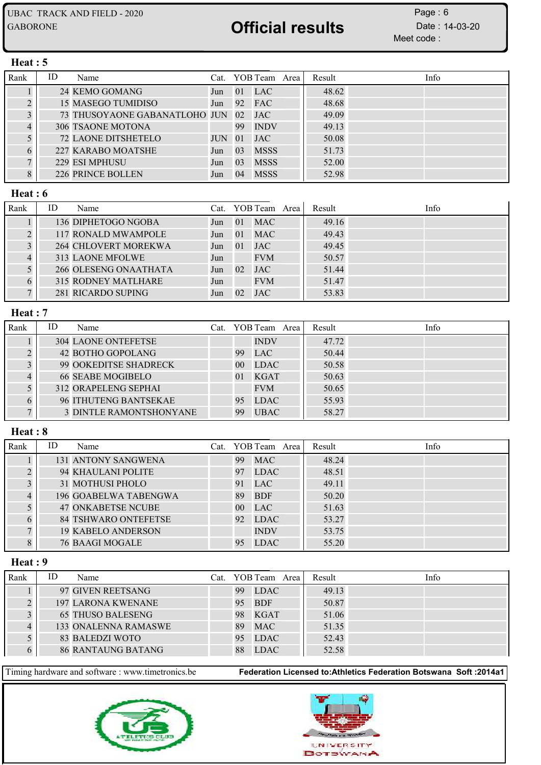## Heat : 5

| Rank | ID | Name | Cat. | YOB | Team | Area | Result | Info |
|---|---|---|---|---|---|---|---|---|
| 1 | 24 | KEMO GOMANG | Jun | 01 | LAC | | 48.62 | |
| 2 | 15 | MASEGO TUMIDISO | Jun | 92 | FAC | | 48.68 | |
| 3 | 73 | THUSOYAONE GABANATLOHO | JUN | 02 | JAC | | 49.09 | |
| 4 | 306 | TSAONE MOTONA | | 99 | INDV | | 49.13 | |
| 5 | 72 | LAONE DITSHETELO | JUN | 01 | JAC | | 50.08 | |
| 6 | 227 | KARABO MOATSHE | Jun | 03 | MSSS | | 51.73 | |
| 7 | 229 | ESI MPHUSU | Jun | 03 | MSSS | | 52.00 | |
| 8 | 226 | PRINCE BOLLEN | Jun | 04 | MSSS | | 52.98 | |

## Heat : 6

| Rank | ID | Name | Cat. | YOB | Team | Area | Result | Info |
|---|---|---|---|---|---|---|---|---|
| 1 | 136 | DIPHETOGO NGOBA | Jun | 01 | MAC | | 49.16 | |
| 2 | 117 | RONALD MWAMPOLE | Jun | 01 | MAC | | 49.43 | |
| 3 | 264 | CHLOVERT MOREKWA | Jun | 01 | JAC | | 49.45 | |
| 4 | 313 | LAONE MFOLWE | Jun | | FVM | | 50.57 | |
| 5 | 266 | OLESENG ONAATHATA | Jun | 02 | JAC | | 51.44 | |
| 6 | 315 | RODNEY MATLHARE | Jun | | FVM | | 51.47 | |
| 7 | 281 | RICARDO SUPING | Jun | 02 | JAC | | 53.83 | |

## Heat : 7

| Rank | ID | Name | Cat. | YOB | Team | Area | Result | Info |
|---|---|---|---|---|---|---|---|---|
| 1 | 304 | LAONE ONTEFETSE | | | INDV | | 47.72 | |
| 2 | 42 | BOTHO GOPOLANG | | 99 | LAC | | 50.44 | |
| 3 | 99 | OOKEDITSE SHADRECK | | 00 | LDAC | | 50.58 | |
| 4 | 66 | SEABE MOGIBELO | | 01 | KGAT | | 50.63 | |
| 5 | 312 | ORAPELENG SEPHAI | | | FVM | | 50.65 | |
| 6 | 96 | ITHUTENG BANTSEKAE | | 95 | LDAC | | 55.93 | |
| 7 | 3 | DINTLE RAMONTSHONYANE | | 99 | UBAC | | 58.27 | |

## Heat : 8

| Rank | ID | Name | Cat. | YOB | Team | Area | Result | Info |
|---|---|---|---|---|---|---|---|---|
| 1 | 131 | ANTONY SANGWENA | | 99 | MAC | | 48.24 | |
| 2 | 94 | KHAULANI POLITE | | 97 | LDAC | | 48.51 | |
| 3 | 31 | MOTHUSI PHOLO | | 91 | LAC | | 49.11 | |
| 4 | 196 | GOABELWA TABENGWA | | 89 | BDF | | 50.20 | |
| 5 | 47 | ONKABETSE NCUBE | | 00 | LAC | | 51.63 | |
| 6 | 84 | TSHWARO ONTEFETSE | | 92 | LDAC | | 53.27 | |
| 7 | 19 | KABELO ANDERSON | | | INDV | | 53.75 | |
| 8 | 76 | BAAGI MOGALE | | 95 | LDAC | | 55.20 | |

## Heat : 9

| Rank | ID | Name | Cat. | YOB | Team | Area | Result | Info |
|---|---|---|---|---|---|---|---|---|
| 1 | 97 | GIVEN REETSANG | | 99 | LDAC | | 49.13 | |
| 2 | 197 | LARONA KWENANE | | 95 | BDF | | 50.87 | |
| 3 | 65 | THUSO BALESENG | | 98 | KGAT | | 51.06 | |
| 4 | 133 | ONALENNA RAMASWE | | 89 | MAC | | 51.35 | |
| 5 | 83 | BALEDZI WOTO | | 95 | LDAC | | 52.43 | |
| 6 | 86 | RANTAUNG BATANG | | 88 | LDAC | | 52.58 | |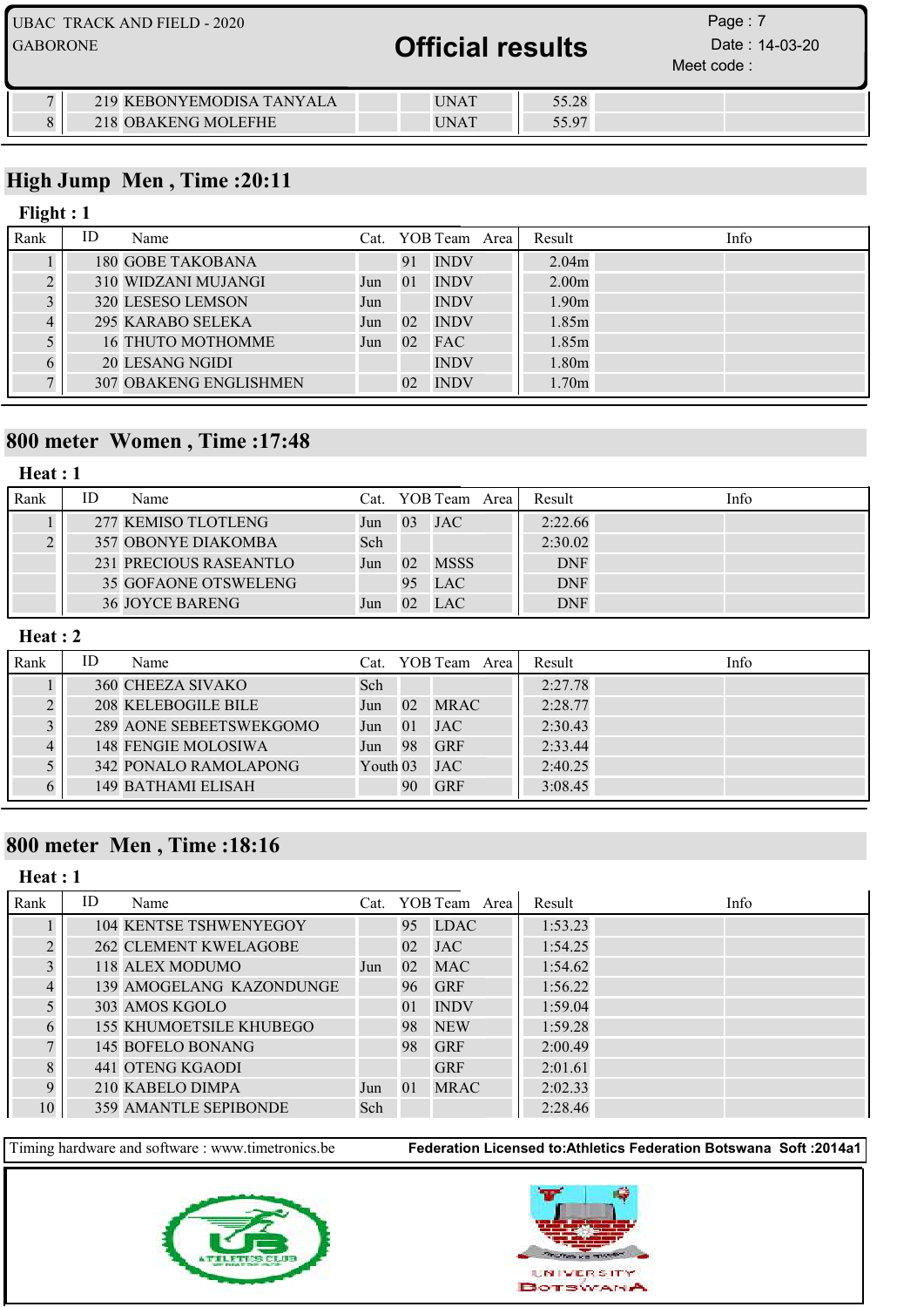| Rank | ID | Name | Cat. | YOB | Team | Area | Result | Info |
|---|---|---|---|---|---|---|---|---|
| 7 | 219 | KEBONYEMODISA TANYALA | | | UNAT | | 55.28 | |
| 8 | 218 | OBAKENG MOLEFHE | | | UNAT | | 55.97 | |

## High Jump Men , Time :20:11

### Flight : 1

| Rank | ID | Name | Cat. | YOB | Team | Area | Result | Info |
|---|---|---|---|---|---|---|---|---|
| 1 | 180 | GOBE TAKOBANA | | 91 | INDV | | 2.04m | |
| 2 | 310 | WIDZANI MUJANGI | Jun | 01 | INDV | | 2.00m | |
| 3 | 320 | LESESO LEMSON | Jun | | INDV | | 1.90m | |
| 4 | 295 | KARABO SELEKA | Jun | 02 | INDV | | 1.85m | |
| 5 | 16 | THUTO MOTHOMME | Jun | 02 | FAC | | 1.85m | |
| 6 | 20 | LESANG NGIDI | | | INDV | | 1.80m | |
| 7 | 307 | OBAKENG ENGLISHMEN | | 02 | INDV | | 1.70m | |

## 800 meter Women , Time :17:48

### Heat : 1

| Rank | ID | Name | Cat. | YOB | Team | Area | Result | Info |
|---|---|---|---|---|---|---|---|---|
| 1 | 277 | KEMISO TLOTLENG | Jun | 03 | JAC | | 2:22.66 | |
| 2 | 357 | OBONYE DIAKOMBA | Sch | | | | 2:30.02 | |
| | 231 | PRECIOUS RASEANTLO | Jun | 02 | MSSS | | DNF | |
| | 35 | GOFAONE OTSWELENG | | 95 | LAC | | DNF | |
| | 36 | JOYCE BARENG | Jun | 02 | LAC | | DNF | |

### Heat : 2

| Rank | ID | Name | Cat. | YOB | Team | Area | Result | Info |
|---|---|---|---|---|---|---|---|---|
| 1 | 360 | CHEEZA SIVAKO | Sch | | | | 2:27.78 | |
| 2 | 208 | KELEBOGILE BILE | Jun | 02 | MRAC | | 2:28.77 | |
| 3 | 289 | AONE SEBEETSWEKGOMO | Jun | 01 | JAC | | 2:30.43 | |
| 4 | 148 | FENGIE MOLOSIWA | Jun | 98 | GRF | | 2:33.44 | |
| 5 | 342 | PONALO RAMOLAPONG | Youth | 03 | JAC | | 2:40.25 | |
| 6 | 149 | BATHAMI ELISAH | | 90 | GRF | | 3:08.45 | |

## 800 meter Men , Time :18:16

### Heat : 1

| Rank | ID | Name | Cat. | YOB | Team | Area | Result | Info |
|---|---|---|---|---|---|---|---|---|
| 1 | 104 | KENTSE TSHWENYEGOY | | 95 | LDAC | | 1:53.23 | |
| 2 | 262 | CLEMENT KWELAGOBE | | 02 | JAC | | 1:54.25 | |
| 3 | 118 | ALEX MODUMO | Jun | 02 | MAC | | 1:54.62 | |
| 4 | 139 | AMOGELANG KAZONDUNGE | | 96 | GRF | | 1:56.22 | |
| 5 | 303 | AMOS KGOLO | | 01 | INDV | | 1:59.04 | |
| 6 | 155 | KHUMOETSILE KHUBEGO | | 98 | NEW | | 1:59.28 | |
| 7 | 145 | BOFELO BONANG | | 98 | GRF | | 2:00.49 | |
| 8 | 441 | OTENG KGAODI | | | GRF | | 2:01.61 | |
| 9 | 210 | KABELO DIMPA | Jun | 01 | MRAC | | 2:02.33 | |
| 10 | 359 | AMANTLE SEPIBONDE | Sch | | | | 2:28.46 | |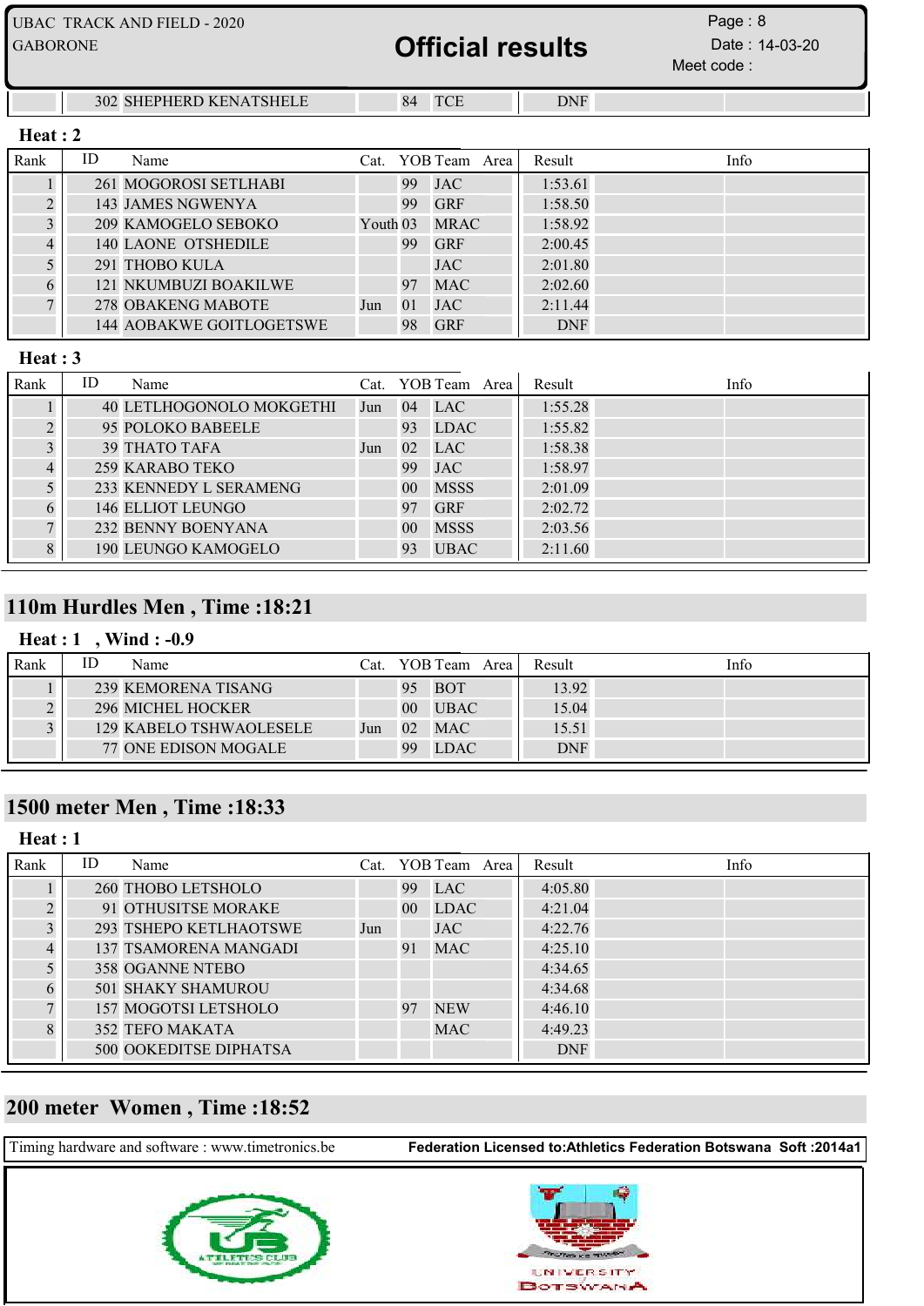| Rank | ID | Name | Cat. | YOB | Team | Area | Result | Info |
|---|---|---|---|---|---|---|---|---|
| | 302 | SHEPHERD KENATSHELE | | 84 | TCE | | DNF | |

**Heat : 2**

| Rank | ID | Name | Cat. | YOB | Team | Area | Result | Info |
|---|---|---|---|---|---|---|---|---|
| 1 | 261 | MOGOROSI SETLHABI | | 99 | JAC | | 1:53.61 | |
| 2 | 143 | JAMES NGWENYA | | 99 | GRF | | 1:58.50 | |
| 3 | 209 | KAMOGELO SEBOKO | Youth | 03 | MRAC | | 1:58.92 | |
| 4 | 140 | LAONE OTSHEDILE | | 99 | GRF | | 2:00.45 | |
| 5 | 291 | THOBO KULA | | | JAC | | 2:01.80 | |
| 6 | 121 | NKUMBUZI BOAKILWE | | 97 | MAC | | 2:02.60 | |
| 7 | 278 | OBAKENG MABOTE | Jun | 01 | JAC | | 2:11.44 | |
| | 144 | AOBAKWE GOITLOGETSWE | | 98 | GRF | | DNF | |

**Heat : 3**

| Rank | ID | Name | Cat. | YOB | Team | Area | Result | Info |
|---|---|---|---|---|---|---|---|---|
| 1 | 40 | LETLHOGONOLO MOKGETHI | Jun | 04 | LAC | | 1:55.28 | |
| 2 | 95 | POLOKO BABEELE | | 93 | LDAC | | 1:55.82 | |
| 3 | 39 | THATO TAFA | Jun | 02 | LAC | | 1:58.38 | |
| 4 | 259 | KARABO TEKO | | 99 | JAC | | 1:58.97 | |
| 5 | 233 | KENNEDY L SERAMENG | | 00 | MSSS | | 2:01.09 | |
| 6 | 146 | ELLIOT LEUNGO | | 97 | GRF | | 2:02.72 | |
| 7 | 232 | BENNY BOENYANA | | 00 | MSSS | | 2:03.56 | |
| 8 | 190 | LEUNGO KAMOGELO | | 93 | UBAC | | 2:11.60 | |

## 110m Hurdles Men , Time :18:21

**Heat : 1 , Wind : -0.9**

| Rank | ID | Name | Cat. | YOB | Team | Area | Result | Info |
|---|---|---|---|---|---|---|---|---|
| 1 | 239 | KEMORENA TISANG | | 95 | BOT | | 13.92 | |
| 2 | 296 | MICHEL HOCKER | | 00 | UBAC | | 15.04 | |
| 3 | 129 | KABELO TSHWAOLESELE | Jun | 02 | MAC | | 15.51 | |
| | 77 | ONE EDISON MOGALE | | 99 | LDAC | | DNF | |

## 1500 meter Men , Time :18:33

**Heat : 1**

| Rank | ID | Name | Cat. | YOB | Team | Area | Result | Info |
|---|---|---|---|---|---|---|---|---|
| 1 | 260 | THOBO LETSHOLO | | 99 | LAC | | 4:05.80 | |
| 2 | 91 | OTHUSITSE MORAKE | | 00 | LDAC | | 4:21.04 | |
| 3 | 293 | TSHEPO KETLHAOTSWE | Jun | | JAC | | 4:22.76 | |
| 4 | 137 | TSAMORENA MANGADI | | 91 | MAC | | 4:25.10 | |
| 5 | 358 | OGANNE NTEBO | | | | | 4:34.65 | |
| 6 | 501 | SHAKY SHAMUROU | | | | | 4:34.68 | |
| 7 | 157 | MOGOTSI LETSHOLO | | 97 | NEW | | 4:46.10 | |
| 8 | 352 | TEFO MAKATA | | | MAC | | 4:49.23 | |
| | 500 | OOKEDITSE DIPHATSA | | | | | DNF | |

## 200 meter Women , Time :18:52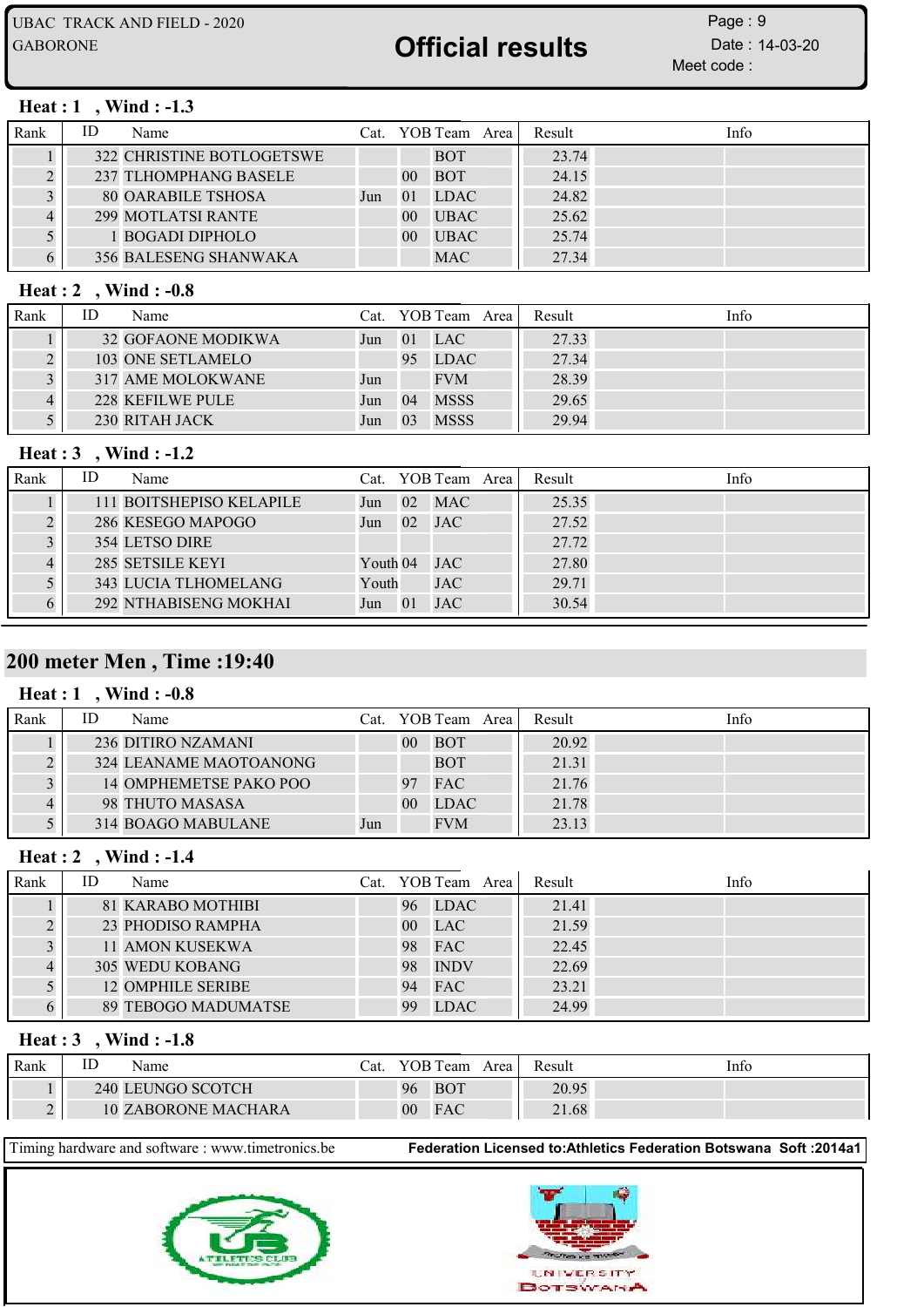## Heat : 1 , Wind : -1.3

| Rank | ID | Name | Cat. | YOB | Team | Area | Result | Info |
|---|---|---|---|---|---|---|---|---|
| 1 | 322 | CHRISTINE BOTLOGETSWE | | | BOT | | 23.74 | |
| 2 | 237 | TLHOMPHANG BASELE | | 00 | BOT | | 24.15 | |
| 3 | 80 | OARABILE TSHOSA | Jun | 01 | LDAC | | 24.82 | |
| 4 | 299 | MOTLATSI RANTE | | 00 | UBAC | | 25.62 | |
| 5 | 1 | BOGADI DIPHOLO | | 00 | UBAC | | 25.74 | |
| 6 | 356 | BALESENG SHANWAKA | | | MAC | | 27.34 | |

## Heat : 2 , Wind : -0.8

| Rank | ID | Name | Cat. | YOB | Team | Area | Result | Info |
|---|---|---|---|---|---|---|---|---|
| 1 | 32 | GOFAONE MODIKWA | Jun | 01 | LAC | | 27.33 | |
| 2 | 103 | ONE SETLAMELO | | 95 | LDAC | | 27.34 | |
| 3 | 317 | AME MOLOKWANE | Jun | | FVM | | 28.39 | |
| 4 | 228 | KEFILWE PULE | Jun | 04 | MSSS | | 29.65 | |
| 5 | 230 | RITAH JACK | Jun | 03 | MSSS | | 29.94 | |

## Heat : 3 , Wind : -1.2

| Rank | ID | Name | Cat. | YOB | Team | Area | Result | Info |
|---|---|---|---|---|---|---|---|---|
| 1 | 111 | BOITSHEPISO KELAPILE | Jun | 02 | MAC | | 25.35 | |
| 2 | 286 | KESEGO MAPOGO | Jun | 02 | JAC | | 27.52 | |
| 3 | 354 | LETSO DIRE | | | | | 27.72 | |
| 4 | 285 | SETSILE KEYI | Youth | 04 | JAC | | 27.80 | |
| 5 | 343 | LUCIA TLHOMELANG | Youth | | JAC | | 29.71 | |
| 6 | 292 | NTHABISENG MOKHAI | Jun | 01 | JAC | | 30.54 | |

# 200 meter Men , Time :19:40

## Heat : 1 , Wind : -0.8

| Rank | ID | Name | Cat. | YOB | Team | Area | Result | Info |
|---|---|---|---|---|---|---|---|---|
| 1 | 236 | DITIRO NZAMANI | | 00 | BOT | | 20.92 | |
| 2 | 324 | LEANAME MAOTOANONG | | | BOT | | 21.31 | |
| 3 | 14 | OMPHEMETSE PAKO POO | | 97 | FAC | | 21.76 | |
| 4 | 98 | THUTO MASASA | | 00 | LDAC | | 21.78 | |
| 5 | 314 | BOAGO MABULANE | Jun | | FVM | | 23.13 | |

## Heat : 2 , Wind : -1.4

| Rank | ID | Name | Cat. | YOB | Team | Area | Result | Info |
|---|---|---|---|---|---|---|---|---|
| 1 | 81 | KARABO MOTHIBI | | 96 | LDAC | | 21.41 | |
| 2 | 23 | PHODISO RAMPHA | | 00 | LAC | | 21.59 | |
| 3 | 11 | AMON KUSEKWA | | 98 | FAC | | 22.45 | |
| 4 | 305 | WEDU KOBANG | | 98 | INDV | | 22.69 | |
| 5 | 12 | OMPHILE SERIBE | | 94 | FAC | | 23.21 | |
| 6 | 89 | TEBOGO MADUMATSE | | 99 | LDAC | | 24.99 | |

## Heat : 3 , Wind : -1.8

| Rank | ID | Name | Cat. | YOB | Team | Area | Result | Info |
|---|---|---|---|---|---|---|---|---|
| 1 | 240 | LEUNGO SCOTCH | | 96 | BOT | | 20.95 | |
| 2 | 10 | ZABORONE MACHARA | | 00 | FAC | | 21.68 | |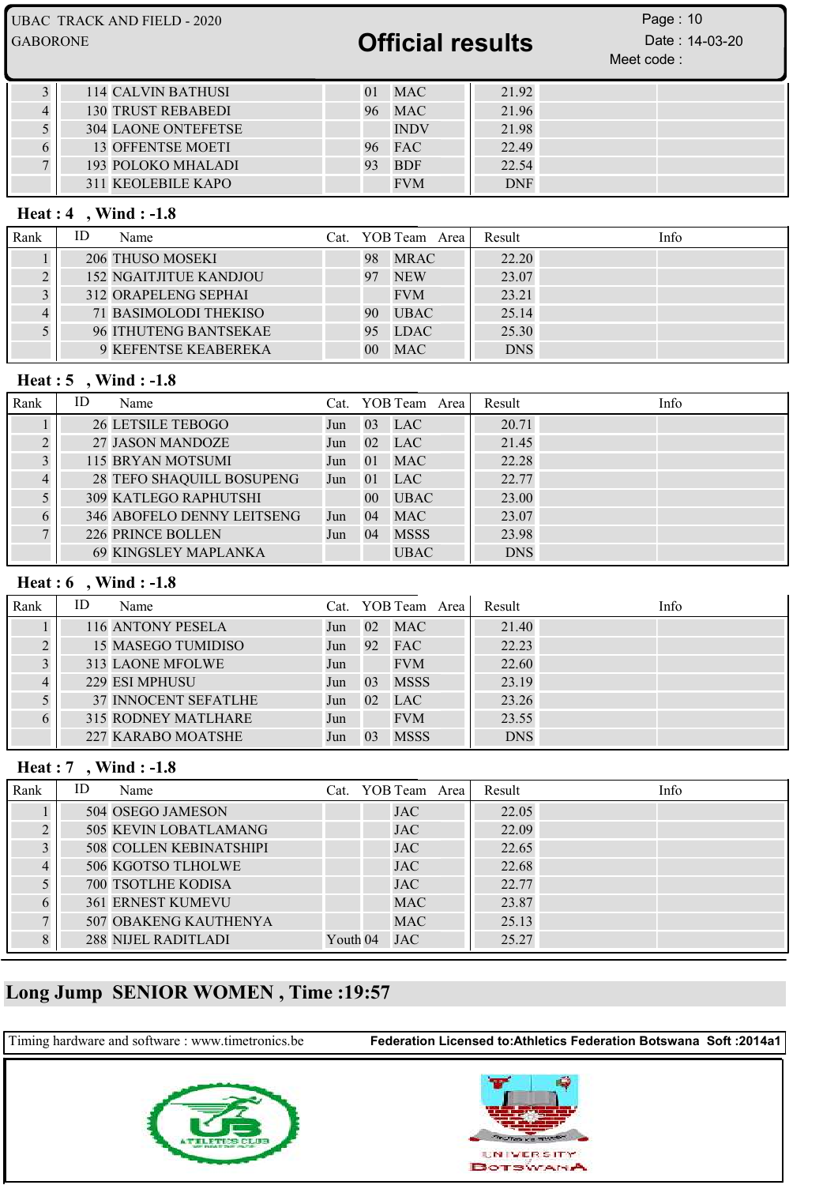| Rank | ID | Name | Cat. | YOB | Team | Area | Result | Info |
|---|---|---|---|---|---|---|---|---|
| 3 | 114 | CALVIN BATHUSI | | 01 | MAC | | 21.92 | |
| 4 | 130 | TRUST REBABEDI | | 96 | MAC | | 21.96 | |
| 5 | 304 | LAONE ONTEFETSE | | | INDV | | 21.98 | |
| 6 | 13 | OFFENTSE MOETI | | 96 | FAC | | 22.49 | |
| 7 | 193 | POLOKO MHALADI | | 93 | BDF | | 22.54 | |
| | 311 | KEOLEBILE KAPO | | | FVM | | DNF | |

**Heat : 4 , Wind : -1.8**

| Rank | ID | Name | Cat. | YOB | Team | Area | Result | Info |
|---|---|---|---|---|---|---|---|---|
| 1 | 206 | THUSO MOSEKI | | 98 | MRAC | | 22.20 | |
| 2 | 152 | NGAITJITUE KANDJOU | | 97 | NEW | | 23.07 | |
| 3 | 312 | ORAPELENG SEPHAI | | | FVM | | 23.21 | |
| 4 | 71 | BASIMOLODI THEKISO | | 90 | UBAC | | 25.14 | |
| 5 | 96 | ITHUTENG BANTSEKAE | | 95 | LDAC | | 25.30 | |
| | 9 | KEFENTSE KEABEREKA | | 00 | MAC | | DNS | |

**Heat : 5 , Wind : -1.8**

| Rank | ID | Name | Cat. | YOB | Team | Area | Result | Info |
|---|---|---|---|---|---|---|---|---|
| 1 | 26 | LETSILE TEBOGO | Jun | 03 | LAC | | 20.71 | |
| 2 | 27 | JASON MANDOZE | Jun | 02 | LAC | | 21.45 | |
| 3 | 115 | BRYAN MOTSUMI | Jun | 01 | MAC | | 22.28 | |
| 4 | 28 | TEFO SHAQUILL BOSUPENG | Jun | 01 | LAC | | 22.77 | |
| 5 | 309 | KATLEGO RAPHUTSHI | | 00 | UBAC | | 23.00 | |
| 6 | 346 | ABOFELO DENNY LEITSENG | Jun | 04 | MAC | | 23.07 | |
| 7 | 226 | PRINCE BOLLEN | Jun | 04 | MSSS | | 23.98 | |
| | 69 | KINGSLEY MAPLANKA | | | UBAC | | DNS | |

**Heat : 6 , Wind : -1.8**

| Rank | ID | Name | Cat. | YOB | Team | Area | Result | Info |
|---|---|---|---|---|---|---|---|---|
| 1 | 116 | ANTONY PESELA | Jun | 02 | MAC | | 21.40 | |
| 2 | 15 | MASEGO TUMIDISO | Jun | 92 | FAC | | 22.23 | |
| 3 | 313 | LAONE MFOLWE | Jun | | FVM | | 22.60 | |
| 4 | 229 | ESI MPHUSU | Jun | 03 | MSSS | | 23.19 | |
| 5 | 37 | INNOCENT SEFATLHE | Jun | 02 | LAC | | 23.26 | |
| 6 | 315 | RODNEY MATLHARE | Jun | | FVM | | 23.55 | |
| | 227 | KARABO MOATSHE | Jun | 03 | MSSS | | DNS | |

**Heat : 7 , Wind : -1.8**

| Rank | ID | Name | Cat. | YOB | Team | Area | Result | Info |
|---|---|---|---|---|---|---|---|---|
| 1 | 504 | OSEGO JAMESON | | | JAC | | 22.05 | |
| 2 | 505 | KEVIN LOBATLAMANG | | | JAC | | 22.09 | |
| 3 | 508 | COLLEN KEBINATSHIPI | | | JAC | | 22.65 | |
| 4 | 506 | KGOTSO TLHOLWE | | | JAC | | 22.68 | |
| 5 | 700 | TSOTLHE KODISA | | | JAC | | 22.77 | |
| 6 | 361 | ERNEST KUMEVU | | | MAC | | 23.87 | |
| 7 | 507 | OBAKENG KAUTHENYA | | | MAC | | 25.13 | |
| 8 | 288 | NIJEL RADITLADI | Youth | 04 | JAC | | 25.27 | |

## Long Jump SENIOR WOMEN , Time :19:57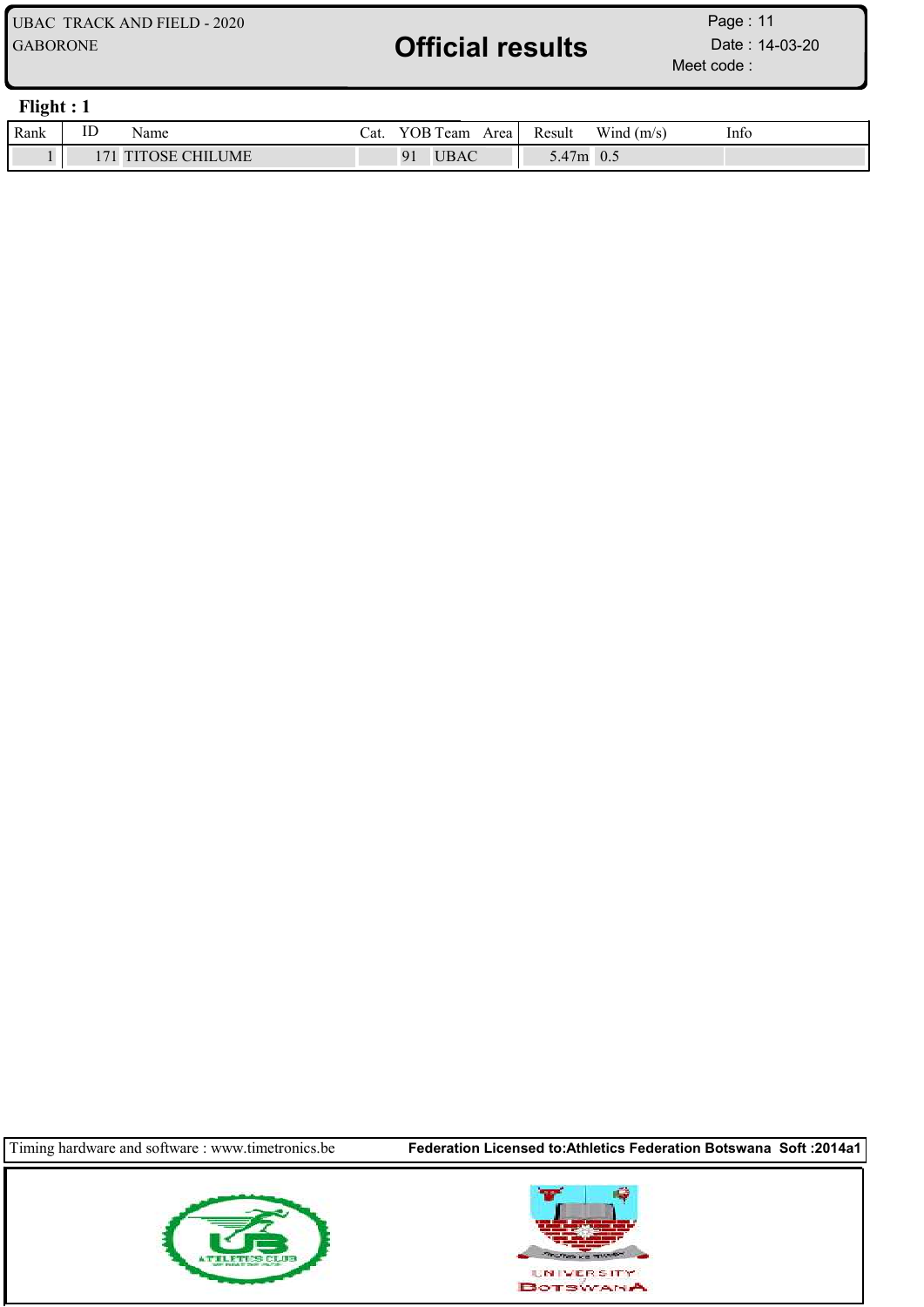UBAC TRACK AND FIELD - 2020
GABORONE

# Official results

Date : 14-03-20
Meet code :

**Flight : 1**

| Rank | ID | Name | Cat. | YOB | Team | Area | Result | Wind (m/s) | Info |
|---|---|---|---|---|---|---|---|---|---|
| 1 | 171 | TITOSE CHILUME | | 91 | UBAC | | 5.47m | 0.5 | |

Timing hardware and software : www.timetronics.be **Federation Licensed to:Athletics Federation Botswana Soft :2014a1**